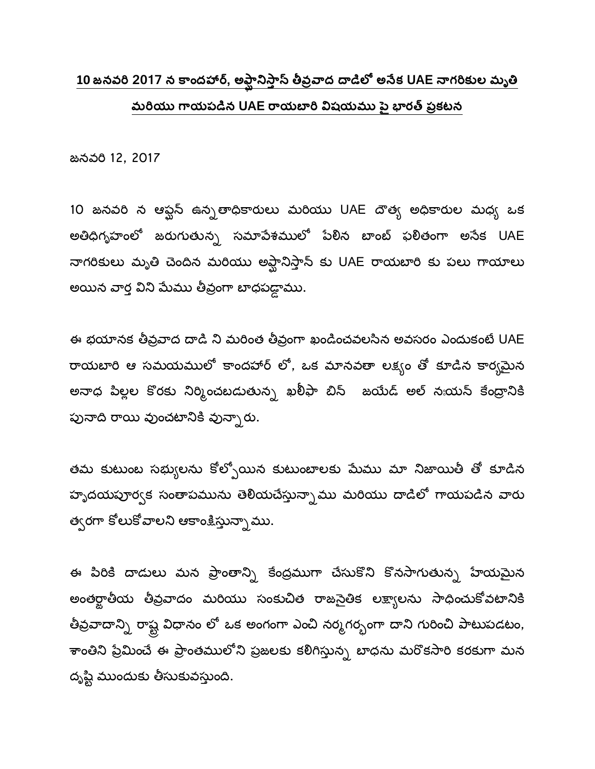# 10 జనవరి 2017 న కాందహార్, అఫ్ఘానిస్తాన్ తీవ్రవాద దాడిలో అనేక UAE నాగరికుల మృతి మరియు గాయపడిన UAE రాయబారి విషయము పై భారత్ ప్రకటన

జనవరి 12, 2017

10 జనవరి న ఆఫ్ఘన్ ఉన్నతాధికారులు మరియు UAE దౌత్య అధికారుల మధ్య ఒక అతిధిగృహంలో జరుగుతున్న సమావేశములో పేలిన బాంబ్ ఫలితంగా అనేక UAE నాగరికులు మృతి చెందిన మరియు అఫ్ఘానిస్తాన్ కు UAE రాయబారి కు పలు గాయాలు అయిన వార్త విని మేము తీవ్రంగా బాధపడ్డాము.

ఈ భయానక తీవ్రవాద దాడి ని మరింత తీవ్రంగా ఖండించవలసిన అవసరం ఎందుకంటే UAE రాయబారి ఆ సమయములో కాందహార్ లో, ఒక మానవతా లక్ష్యం తో కూడిన కార్యమైన అనాధ పిల్లల కొరకు నిర్మించబడుతున్న ఖలీఫా బిన్ జయేడ్ అల్ నఃయన్ కేంద్రానికి పునాది రాయి వుంచటానికి వున్నారు.

తమ కుటుంబ సభ్యులను కోల్పోయిన కుటుంబాలకు మేము మా నిజాయితీ తో కూడిన హృదయపూర్వక సంతాపమును తెలియచేస్తున్నాము మరియు దాడిలో గాయపడిన వారు త్వరగా కోలుకోవాలని ఆకాంక్షిస్తున్నాము.

ఈ పిరికి దాడులు మన ప్రాంతాన్ని కేంద్రముగా చేసుకొని కొనసాగుతున్న హేయమైన అంతర్జాతీయ తీవ్రవాదం మరియు సంకుచిత రాజనైతిక లక్ష్యాలను సాధించుకోవటానికి తీవ్రవాదాన్ని రాష్ట్ర విధానం లో ఒక అంగంగా ఎంచి నర్మగర్భంగా దాని గురించి పాటుపడటం, శాంతిని ప్రేమించే ఈ ప్రాంతములోని ప్రజలకు కలిగిస్తున్న బాధను మరొకసారి కరకుగా మన దృష్టి ముందుకు తీసుకువస్తుంది.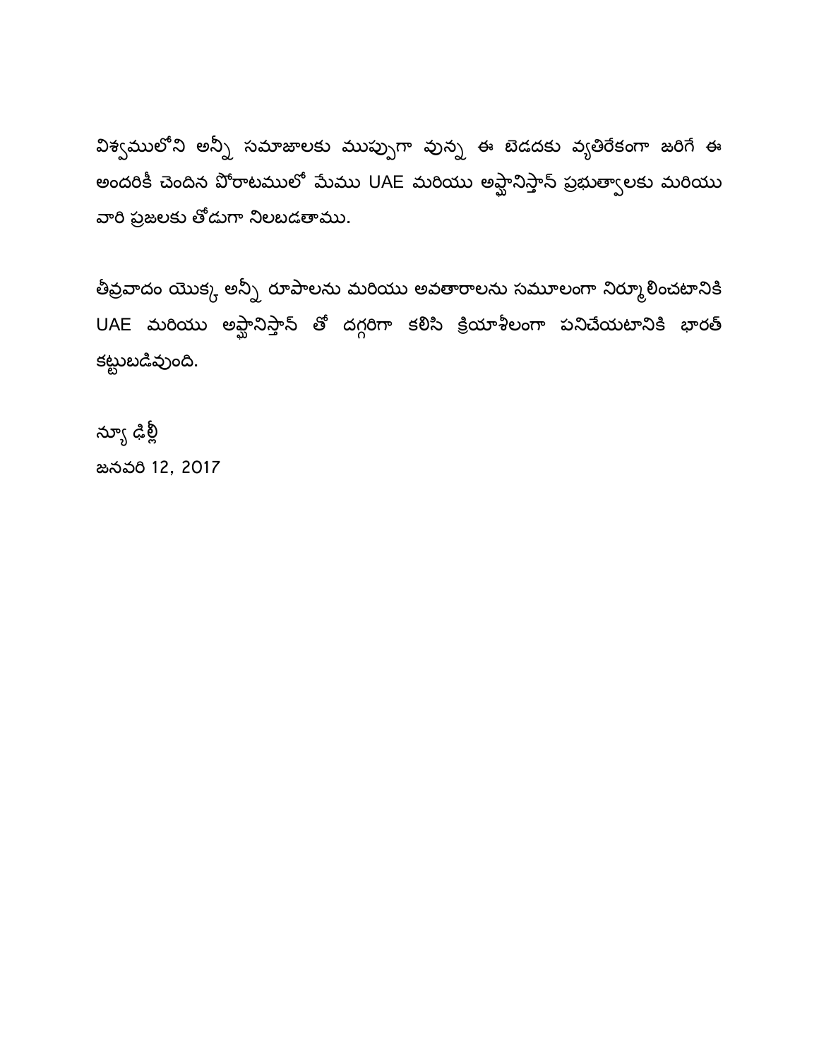విశ్వములోని అన్నీ సమాజాలకు ముప్పుగా వున్న ఈ బెడదకు వ్యతిరేకంగా జరిగే ఈ అందరికీ చెందిన పోరాటములో మేము UAE మరియు అఫ్ఘానిస్తాన్ ప్రభుత్వాలకు మరియు వారి ప్రజలకు తోడుగా నిలబడతాము.

తీవ్రవాదం యొక్క అన్నీ రూపాలను మరియు అవతారాలను సమూలంగా నిర్మూలించటానికి UAE మరియు అఫ్ఘానిస్తాన్ తో దగ్గరిగా కలిసి క్రియాశీలంగా పనిచేయటానికి భారత్ కట్టుబడివుంది.

న్యూ ఢిల్లీ
జనవరి 12, 2017